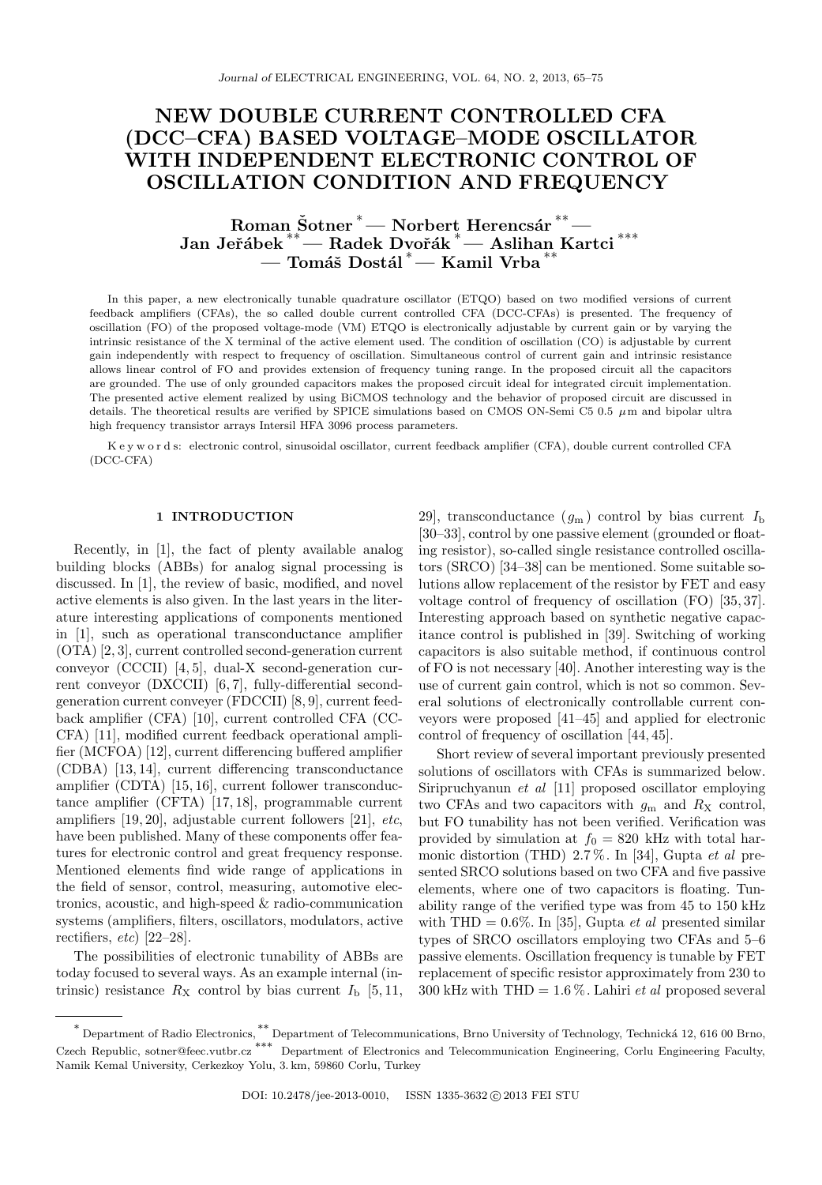# NEW DOUBLE CURRENT CONTROLLED CFA (DCC–CFA) BASED VOLTAGE–MODE OSCILLATOR WITH INDEPENDENT ELECTRONIC CONTROL OF OSCILLATION CONDITION AND FREQUENCY

**Roman Šotner** [*] — **Norbert Herencsár** [**] — **Jan Jeřábek** [**] — **Radek Dvořák** [*] — **Aslihan Kartci** [***] — **Tomáš Dostál** [*] — **Kamil Vrba** [**]

In this paper, a new electronically tunable quadrature oscillator (ETQO) based on two modified versions of current feedback amplifiers (CFAs), the so called double current controlled CFA (DCC-CFAs) is presented. The frequency of oscillation (FO) of the proposed voltage-mode (VM) ETQO is electronically adjustable by current gain or by varying the intrinsic resistance of the X terminal of the active element used. The condition of oscillation (CO) is adjustable by current gain independently with respect to frequency of oscillation. Simultaneous control of current gain and intrinsic resistance allows linear control of FO and provides extension of frequency tuning range. In the proposed circuit all the capacitors are grounded. The use of only grounded capacitors makes the proposed circuit ideal for integrated circuit implementation. The presented active element realized by using BiCMOS technology and the behavior of proposed circuit are discussed in details. The theoretical results are verified by SPICE simulations based on CMOS ON-Semi C5 0.5 $\mu$m and bipolar ultra high frequency transistor arrays Intersil HFA 3096 process parameters.

K e y w o r d s: electronic control, sinusoidal oscillator, current feedback amplifier (CFA), double current controlled CFA (DCC-CFA)

## 1 INTRODUCTION

Recently, in [1], the fact of plenty available analog building blocks (ABBs) for analog signal processing is discussed. In [1], the review of basic, modified, and novel active elements is also given. In the last years in the literature interesting applications of components mentioned in [1], such as operational transconductance amplifier (OTA) [2, 3], current controlled second-generation current conveyor (CCCII) [4, 5], dual-X second-generation current conveyor (DXCCII) [6, 7], fully-differential second-generation current conveyer (FDCCII) [8, 9], current feedback amplifier (CFA) [10], current controlled CFA (CC-CFA) [11], modified current feedback operational amplifier (MCFOA) [12], current differencing buffered amplifier (CDBA) [13, 14], current differencing transconductance amplifier (CDTA) [15, 16], current follower transconductance amplifier (CFTA) [17, 18], programmable current amplifiers [19, 20], adjustable current followers [21], *etc*, have been published. Many of these components offer features for electronic control and great frequency response. Mentioned elements find wide range of applications in the field of sensor, control, measuring, automotive electronics, acoustic, and high-speed & radio-communication systems (amplifiers, filters, oscillators, modulators, active rectifiers, *etc*) [22–28].

The possibilities of electronic tunability of ABBs are today focused to several ways. As an example internal (intrinsic) resistance $R_X$ control by bias current $I_b$ [5, 11, 29], transconductance ($g_m$) control by bias current $I_b$ [30–33], control by one passive element (grounded or floating resistor), so-called single resistance controlled oscillators (SRCO) [34–38] can be mentioned. Some suitable solutions allow replacement of the resistor by FET and easy voltage control of frequency of oscillation (FO) [35, 37]. Interesting approach based on synthetic negative capacitance control is published in [39]. Switching of working capacitors is also suitable method, if continuous control of FO is not necessary [40]. Another interesting way is the use of current gain control, which is not so common. Several solutions of electronically controllable current conveyors were proposed [41–45] and applied for electronic control of frequency of oscillation [44, 45].

Short review of several important previously presented solutions of oscillators with CFAs is summarized below. Siripruchyanun *et al* [11] proposed oscillator employing two CFAs and two capacitors with $g_m$ and $R_X$ control, but FO tunability has not been verified. Verification was provided by simulation at $f_0 = 820$ kHz with total harmonic distortion (THD) 2.7 %. In [34], Gupta *et al* presented SRCO solutions based on two CFA and five passive elements, where one of two capacitors is floating. Tunability range of the verified type was from 45 to 150 kHz with THD = 0.6%. In [35], Gupta *et al* presented similar types of SRCO oscillators employing two CFAs and 5–6 passive elements. Oscillation frequency is tunable by FET replacement of specific resistor approximately from 230 to 300 kHz with THD = 1.6 %. Lahiri *et al* proposed several

---

[*] Department of Radio Electronics, [**] Department of Telecommunications, Brno University of Technology, Technická 12, 616 00 Brno, Czech Republic, sotner@feec.vutbr.cz [***] Department of Electronics and Telecommunication Engineering, Corlu Engineering Faculty, Namik Kemal University, Cerkezkoy Yolu, 3. km, 59860 Corlu, Turkey

DOI: 10.2478/jee-2013-0010, ISSN 1335-3632 © 2013 FEI STU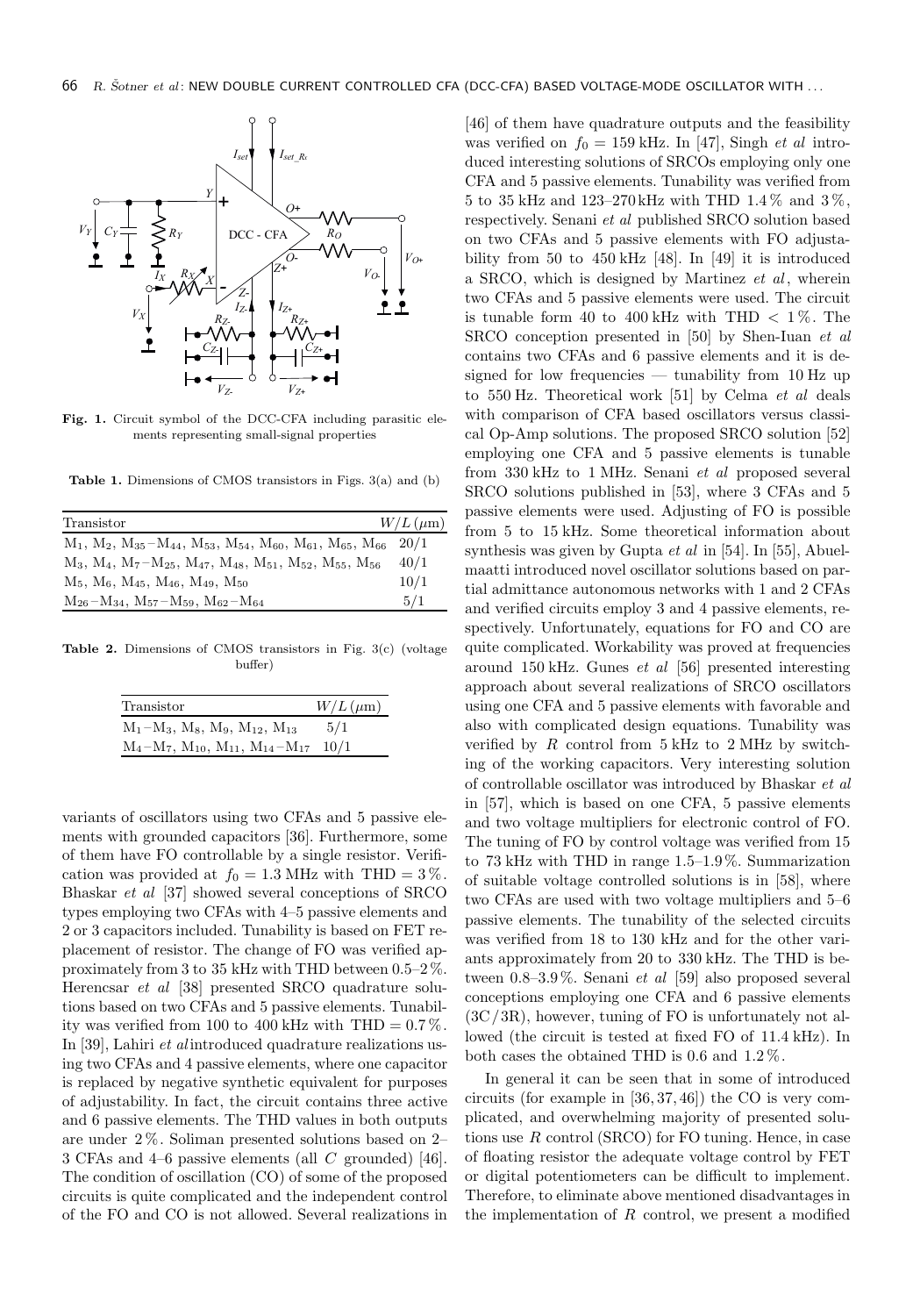**Fig. 1.** Circuit symbol of the DCC-CFA including parasitic elements representing small-signal properties

**Table 1.** Dimensions of CMOS transistors in Figs. 3(a) and (b)

| Transistor | $W/L\,(\mu\text{m})$ |
|---|---|
| $M_1$, $M_2$, $M_{35}$–$M_{44}$, $M_{53}$, $M_{54}$, $M_{60}$, $M_{61}$, $M_{65}$, $M_{66}$ | 20/1 |
| $M_3$, $M_4$, $M_7$–$M_{25}$, $M_{47}$, $M_{48}$, $M_{51}$, $M_{52}$, $M_{55}$, $M_{56}$ | 40/1 |
| $M_5$, $M_6$, $M_{45}$, $M_{46}$, $M_{49}$, $M_{50}$ | 10/1 |
| $M_{26}$–$M_{34}$, $M_{57}$–$M_{59}$, $M_{62}$–$M_{64}$ | 5/1 |

**Table 2.** Dimensions of CMOS transistors in Fig. 3(c) (voltage buffer)

| Transistor | $W/L\,(\mu\text{m})$ |
|---|---|
| $M_1$–$M_3$, $M_8$, $M_9$, $M_{12}$, $M_{13}$ | 5/1 |
| $M_4$–$M_7$, $M_{10}$, $M_{11}$, $M_{14}$–$M_{17}$ | 10/1 |

variants of oscillators using two CFAs and 5 passive elements with grounded capacitors [36]. Furthermore, some of them have FO controllable by a single resistor. Verification was provided at $f_0 = 1.3$ MHz with THD $= 3\,\%$. Bhaskar *et al* [37] showed several conceptions of SRCO types employing two CFAs with 4–5 passive elements and 2 or 3 capacitors included. Tunability is based on FET replacement of resistor. The change of FO was verified approximately from 3 to 35 kHz with THD between 0.5–2 %. Herencsar *et al* [38] presented SRCO quadrature solutions based on two CFAs and 5 passive elements. Tunability was verified from 100 to 400 kHz with THD $= 0.7\,\%$. In [39], Lahiri *et al* introduced quadrature realizations using two CFAs and 4 passive elements, where one capacitor is replaced by negative synthetic equivalent for purposes of adjustability. In fact, the circuit contains three active and 6 passive elements. The THD values in both outputs are under 2 %. Soliman presented solutions based on 2–3 CFAs and 4–6 passive elements (all $C$ grounded) [46]. The condition of oscillation (CO) of some of the proposed circuits is quite complicated and the independent control of the FO and CO is not allowed. Several realizations in [46] of them have quadrature outputs and the feasibility was verified on $f_0 = 159$ kHz. In [47], Singh *et al* introduced interesting solutions of SRCOs employing only one CFA and 5 passive elements. Tunability was verified from 5 to 35 kHz and 123–270 kHz with THD 1.4 % and 3 %, respectively. Senani *et al* published SRCO solution based on two CFAs and 5 passive elements with FO adjustability from 50 to 450 kHz [48]. In [49] it is introduced a SRCO, which is designed by Martinez *et al*, wherein two CFAs and 5 passive elements were used. The circuit is tunable form 40 to 400 kHz with THD $< 1\,\%$. The SRCO conception presented in [50] by Shen-Iuan *et al* contains two CFAs and 6 passive elements and it is designed for low frequencies — tunability from 10 Hz up to 550 Hz. Theoretical work [51] by Celma *et al* deals with comparison of CFA based oscillators versus classical Op-Amp solutions. The proposed SRCO solution [52] employing one CFA and 5 passive elements is tunable from 330 kHz to 1 MHz. Senani *et al* proposed several SRCO solutions published in [53], where 3 CFAs and 5 passive elements were used. Adjusting of FO is possible from 5 to 15 kHz. Some theoretical information about synthesis was given by Gupta *et al* in [54]. In [55], Abuelmaatti introduced novel oscillator solutions based on partial admittance autonomous networks with 1 and 2 CFAs and verified circuits employ 3 and 4 passive elements, respectively. Unfortunately, equations for FO and CO are quite complicated. Workability was proved at frequencies around 150 kHz. Gunes *et al* [56] presented interesting approach about several realizations of SRCO oscillators using one CFA and 5 passive elements with favorable and also with complicated design equations. Tunability was verified by $R$ control from 5 kHz to 2 MHz by switching of the working capacitors. Very interesting solution of controllable oscillator was introduced by Bhaskar *et al* in [57], which is based on one CFA, 5 passive elements and two voltage multipliers for electronic control of FO. The tuning of FO by control voltage was verified from 15 to 73 kHz with THD in range 1.5–1.9 %. Summarization of suitable voltage controlled solutions is in [58], where two CFAs are used with two voltage multipliers and 5–6 passive elements. The tunability of the selected circuits was verified from 18 to 130 kHz and for the other variants approximately from 20 to 330 kHz. The THD is between 0.8–3.9 %. Senani *et al* [59] also proposed several conceptions employing one CFA and 6 passive elements ($3C/3R$), however, tuning of FO is unfortunately not allowed (the circuit is tested at fixed FO of 11.4 kHz). In both cases the obtained THD is 0.6 and 1.2 %.

In general it can be seen that in some of introduced circuits (for example in [36, 37, 46]) the CO is very complicated, and overwhelming majority of presented solutions use $R$ control (SRCO) for FO tuning. Hence, in case of floating resistor the adequate voltage control by FET or digital potentiometers can be difficult to implement. Therefore, to eliminate above mentioned disadvantages in the implementation of $R$ control, we present a modified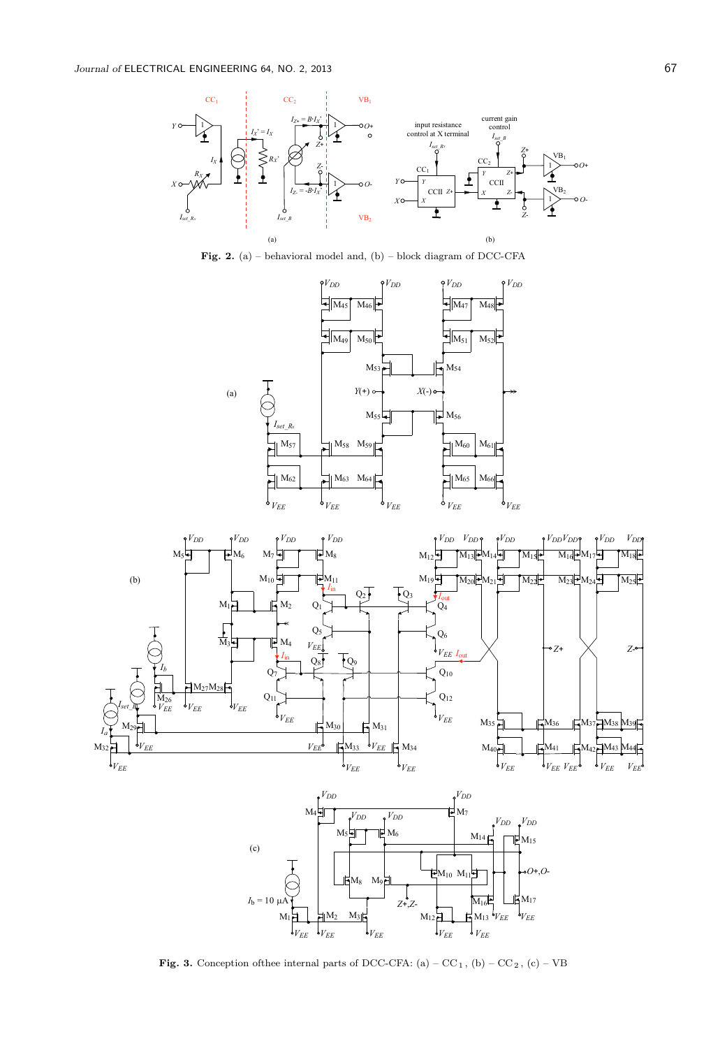**Fig. 2.** (a) – behavioral model and, (b) – block diagram of DCC-CFA

**Fig. 3.** Conception ofthee internal parts of DCC-CFA: (a) – $CC_1$, (b) – $CC_2$, (c) – VB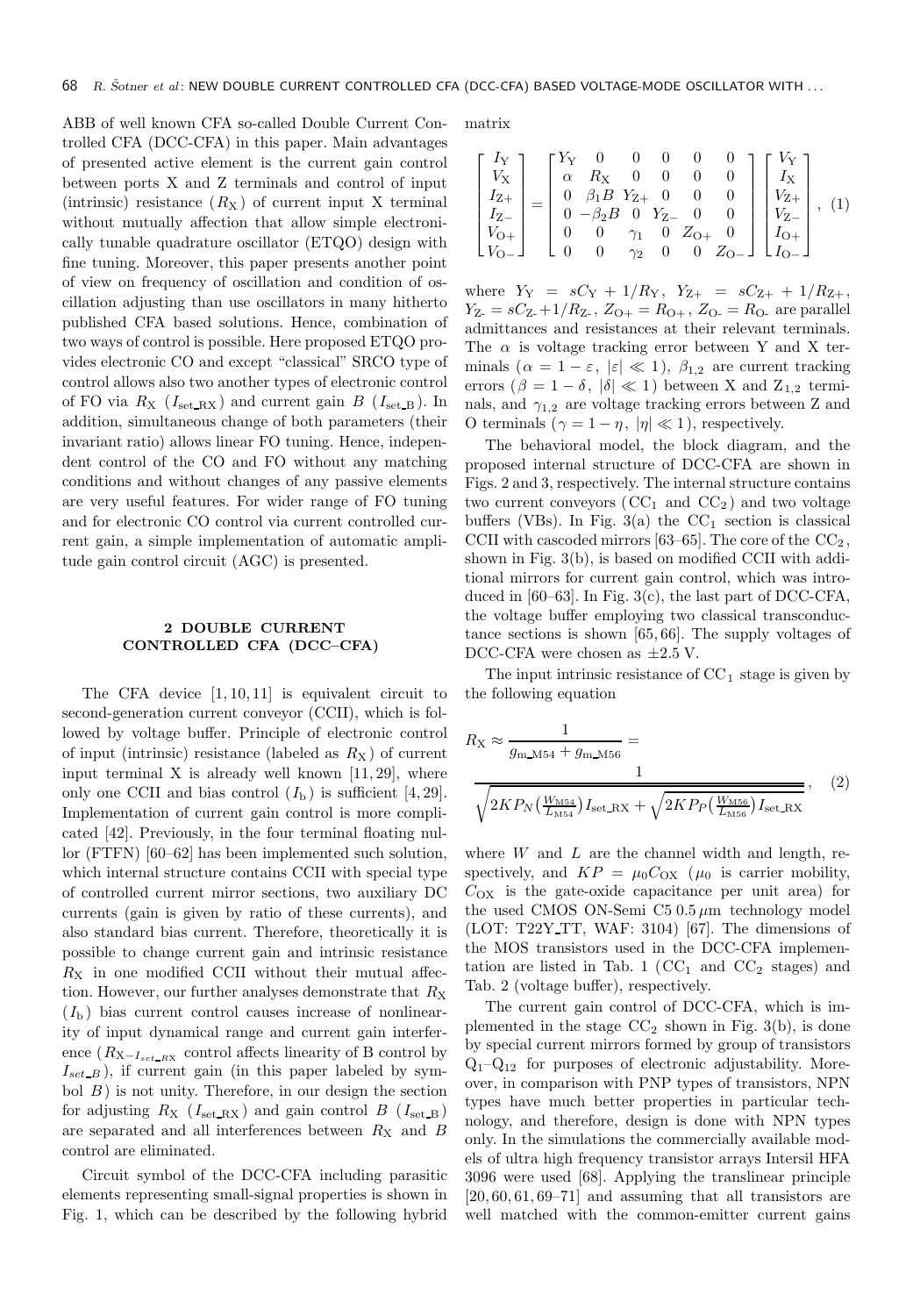ABB of well known CFA so-called Double Current Controlled CFA (DCC-CFA) in this paper. Main advantages of presented active element is the current gain control between ports X and Z terminals and control of input (intrinsic) resistance ($R_X$) of current input X terminal without mutually affection that allow simple electronically tunable quadrature oscillator (ETQO) design with fine tuning. Moreover, this paper presents another point of view on frequency of oscillation and condition of oscillation adjusting than use oscillators in many hitherto published CFA based solutions. Hence, combination of two ways of control is possible. Here proposed ETQO provides electronic CO and except "classical" SRCO type of control allows also two another types of electronic control of FO via $R_X$ ($I_{\mathrm{set\_RX}}$) and current gain $B$ ($I_{\mathrm{set\_B}}$). In addition, simultaneous change of both parameters (their invariant ratio) allows linear FO tuning. Hence, independent control of the CO and FO without any matching conditions and without changes of any passive elements are very useful features. For wider range of FO tuning and for electronic CO control via current controlled current gain, a simple implementation of automatic amplitude gain control circuit (AGC) is presented.

## 2 DOUBLE CURRENT CONTROLLED CFA (DCC–CFA)

The CFA device [1, 10, 11] is equivalent circuit to second-generation current conveyor (CCII), which is followed by voltage buffer. Principle of electronic control of input (intrinsic) resistance (labeled as $R_X$) of current input terminal X is already well known [11, 29], where only one CCII and bias control ($I_b$) is sufficient [4, 29]. Implementation of current gain control is more complicated [42]. Previously, in the four terminal floating nullor (FTFN) [60–62] has been implemented such solution, which internal structure contains CCII with special type of controlled current mirror sections, two auxiliary DC currents (gain is given by ratio of these currents), and also standard bias current. Therefore, theoretically it is possible to change current gain and intrinsic resistance $R_X$ in one modified CCII without their mutual affection. However, our further analyses demonstrate that $R_X$ ($I_b$) bias current control causes increase of nonlinearity of input dynamical range and current gain interference ($R_{X-I_{set\_RX}}$ control affects linearity of B control by $I_{set\_B}$), if current gain (in this paper labeled by symbol $B$) is not unity. Therefore, in our design the section for adjusting $R_X$ ($I_{\mathrm{set\_RX}}$) and gain control $B$ ($I_{\mathrm{set\_B}}$) are separated and all interferences between $R_X$ and $B$ control are eliminated.

Circuit symbol of the DCC-CFA including parasitic elements representing small-signal properties is shown in Fig. 1, which can be described by the following hybrid matrix

$$
\begin{bmatrix} I_Y \\ V_X \\ I_{Z+} \\ I_{Z-} \\ V_{O+} \\ V_{O-} \end{bmatrix} = \begin{bmatrix} Y_Y & 0 & 0 & 0 & 0 & 0 \\ \alpha & R_X & 0 & 0 & 0 & 0 \\ 0 & \beta_1 B & Y_{Z+} & 0 & 0 & 0 \\ 0 & -\beta_2 B & 0 & Y_{Z-} & 0 & 0 \\ 0 & 0 & \gamma_1 & 0 & Z_{O+} & 0 \\ 0 & 0 & \gamma_2 & 0 & 0 & Z_{O-} \end{bmatrix} \begin{bmatrix} V_Y \\ I_X \\ V_{Z+} \\ V_{Z-} \\ I_{O+} \\ I_{O-} \end{bmatrix}, \quad (1)
$$

where $Y_Y = sC_Y + 1/R_Y$, $Y_{Z+} = sC_{Z+} + 1/R_{Z+}$, $Y_{Z-} = sC_{Z-} + 1/R_{Z-}$, $Z_{O+} = R_{O+}$, $Z_{O-} = R_{O-}$ are parallel admittances and resistances at their relevant terminals. The $\alpha$ is voltage tracking error between Y and X terminals ($\alpha = 1 - \varepsilon$, $|\varepsilon| \ll 1$), $\beta_{1,2}$ are current tracking errors ($\beta = 1 - \delta$, $|\delta| \ll 1$) between X and $Z_{1,2}$ terminals, and $\gamma_{1,2}$ are voltage tracking errors between Z and O terminals ($\gamma = 1 - \eta$, $|\eta| \ll 1$), respectively.

The behavioral model, the block diagram, and the proposed internal structure of DCC-CFA are shown in Figs. 2 and 3, respectively. The internal structure contains two current conveyors ($CC_1$ and $CC_2$) and two voltage buffers (VBs). In Fig. 3(a) the $CC_1$ section is classical CCII with cascoded mirrors [63–65]. The core of the $CC_2$, shown in Fig. 3(b), is based on modified CCII with additional mirrors for current gain control, which was introduced in [60–63]. In Fig. 3(c), the last part of DCC-CFA, the voltage buffer employing two classical transconductance sections is shown [65, 66]. The supply voltages of DCC-CFA were chosen as $\pm 2.5$ V.

The input intrinsic resistance of $CC_1$ stage is given by the following equation

$$
R_X \approx \frac{1}{g_{\mathrm{m\_M54}} + g_{\mathrm{m\_M56}}} = \frac{1}{\sqrt{2KP_N\left(\frac{W_{\mathrm{M54}}}{L_{\mathrm{M54}}}\right)I_{\mathrm{set\_RX}}} + \sqrt{2KP_P\left(\frac{W_{\mathrm{M56}}}{L_{\mathrm{M56}}}\right)I_{\mathrm{set\_RX}}}}, \quad (2)
$$

where $W$ and $L$ are the channel width and length, respectively, and $KP = \mu_0 C_{OX}$ ($\mu_0$ is carrier mobility, $C_{OX}$ is the gate-oxide capacitance per unit area) for the used CMOS ON-Semi C5 0.5 $\mu$m technology model (LOT: T22Y_TT, WAF: 3104) [67]. The dimensions of the MOS transistors used in the DCC-CFA implementation are listed in Tab. 1 ($CC_1$ and $CC_2$ stages) and Tab. 2 (voltage buffer), respectively.

The current gain control of DCC-CFA, which is implemented in the stage $CC_2$ shown in Fig. 3(b), is done by special current mirrors formed by group of transistors $Q_1$–$Q_{12}$ for purposes of electronic adjustability. Moreover, in comparison with PNP types of transistors, NPN types have much better properties in particular technology, and therefore, design is done with NPN types only. In the simulations the commercially available models of ultra high frequency transistor arrays Intersil HFA 3096 were used [68]. Applying the translinear principle [20, 60, 61, 69–71] and assuming that all transistors are well matched with the common-emitter current gains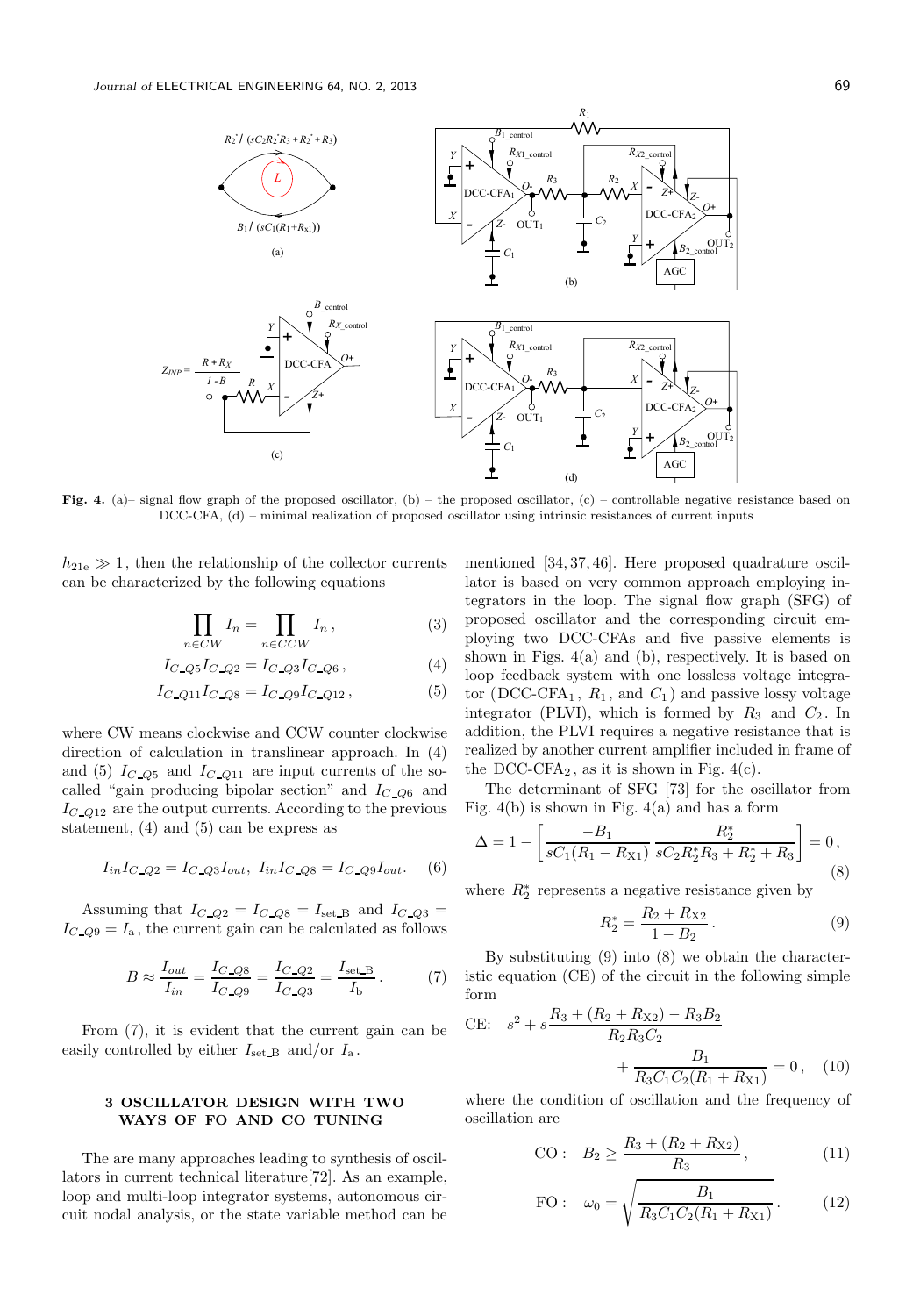Fig. 4. (a)– signal flow graph of the proposed oscillator, (b) – the proposed oscillator, (c) – controllable negative resistance based on DCC-CFA, (d) – minimal realization of proposed oscillator using intrinsic resistances of current inputs

$h_{21e} \gg 1$, then the relationship of the collector currents can be characterized by the following equations

$$\prod_{n \in CW} I_n = \prod_{n \in CCW} I_n \,, \tag{3}$$

$$I_{C\_Q5} I_{C\_Q2} = I_{C\_Q3} I_{C\_Q6} \,, \tag{4}$$

$$I_{C\_Q11} I_{C\_Q8} = I_{C\_Q9} I_{C\_Q12} \,, \tag{5}$$

where CW means clockwise and CCW counter clockwise direction of calculation in translinear approach. In (4) and (5) $I_{C\_Q5}$ and $I_{C\_Q11}$ are input currents of the so-called "gain producing bipolar section" and $I_{C\_Q6}$ and $I_{C\_Q12}$ are the output currents. According to the previous statement, (4) and (5) can be express as

$$I_{in} I_{C\_Q2} = I_{C\_Q3} I_{out}, \;\; I_{in} I_{C\_Q8} = I_{C\_Q9} I_{out}. \tag{6}$$

Assuming that $I_{C\_Q2} = I_{C\_Q8} = I_{\text{set\_B}}$ and $I_{C\_Q3} = I_{C\_Q9} = I_{\text{a}}$, the current gain can be calculated as follows

$$B \approx \frac{I_{out}}{I_{in}} = \frac{I_{C\_Q8}}{I_{C\_Q9}} = \frac{I_{C\_Q2}}{I_{C\_Q3}} = \frac{I_{\text{set\_B}}}{I_{\text{b}}} \,. \tag{7}$$

From (7), it is evident that the current gain can be easily controlled by either $I_{\text{set\_B}}$ and/or $I_{\text{a}}$.

## 3 OSCILLATOR DESIGN WITH TWO WAYS OF FO AND CO TUNING

The are many approaches leading to synthesis of oscillators in current technical literature[72]. As an example, loop and multi-loop integrator systems, autonomous circuit nodal analysis, or the state variable method can be mentioned [34, 37, 46]. Here proposed quadrature oscillator is based on very common approach employing integrators in the loop. The signal flow graph (SFG) of proposed oscillator and the corresponding circuit employing two DCC-CFAs and five passive elements is shown in Figs. 4(a) and (b), respectively. It is based on loop feedback system with one lossless voltage integrator (DCC-CFA$_1$, $R_1$, and $C_1$) and passive lossy voltage integrator (PLVI), which is formed by $R_3$ and $C_2$. In addition, the PLVI requires a negative resistance that is realized by another current amplifier included in frame of the DCC-CFA$_2$, as it is shown in Fig. 4(c).

The determinant of SFG [73] for the oscillator from Fig. 4(b) is shown in Fig. 4(a) and has a form

$$\Delta = 1 - \left[ \frac{-B_1}{sC_1(R_1 - R_{\text{X1}})} \, \frac{R_2^*}{sC_2 R_2^* R_3 + R_2^* + R_3} \right] = 0 \,, \tag{8}$$

where $R_2^*$ represents a negative resistance given by

$$R_2^* = \frac{R_2 + R_{\text{X2}}}{1 - B_2} \,. \tag{9}$$

By substituting (9) into (8) we obtain the characteristic equation (CE) of the circuit in the following simple form

$$\text{CE:} \quad s^2 + s\frac{R_3 + (R_2 + R_{\text{X2}}) - R_3 B_2}{R_2 R_3 C_2} + \frac{B_1}{R_3 C_1 C_2 (R_1 + R_{\text{X1}})} = 0 \,, \tag{10}$$

where the condition of oscillation and the frequency of oscillation are

$$\text{CO:} \quad B_2 \geq \frac{R_3 + (R_2 + R_{\text{X2}})}{R_3} \,, \tag{11}$$

$$\text{FO:} \quad \omega_0 = \sqrt{\frac{B_1}{R_3 C_1 C_2 (R_1 + R_{\text{X1}})}} \,. \tag{12}$$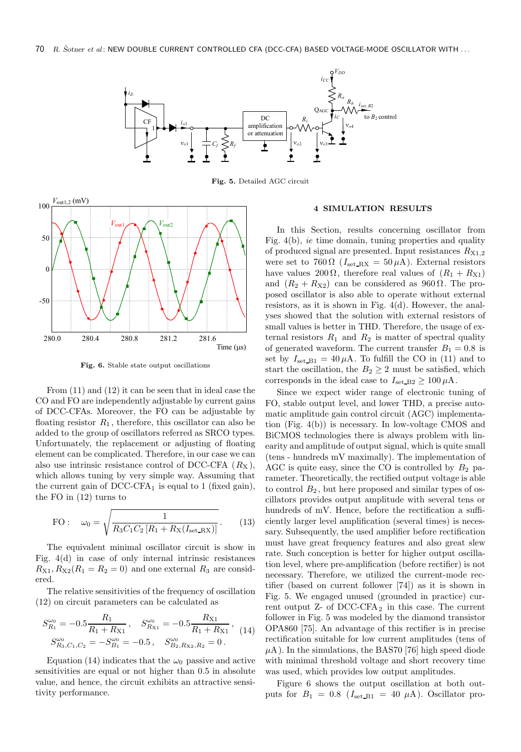Fig. 5. Detailed AGC circuit

Fig. 6. Stable state output oscillations

From (11) and (12) it can be seen that in ideal case the CO and FO are independently adjustable by current gains of DCC-CFAs. Moreover, the FO can be adjustable by floating resistor $R_1$, therefore, this oscillator can also be added to the group of oscillators referred as SRCO types. Unfortunately, the replacement or adjusting of floating element can be complicated. Therefore, in our case we can also use intrinsic resistance control of DCC-CFA ($R_X$), which allows tuning by very simple way. Assuming that the current gain of DCC-CFA$_1$ is equal to 1 (fixed gain), the FO in (12) turns to

$$\text{FO}: \quad \omega_0 = \sqrt{\frac{1}{R_3 C_1 C_2 \left[R_1 + R_X(I_{\text{set\_RX}})\right]}}\,. \tag{13}$$

The equivalent minimal oscillator circuit is show in Fig. 4(d) in case of only internal intrinsic resistances $R_{X1}, R_{X2} (R_1 = R_2 = 0)$ and one external $R_3$ are considered.

The relative sensitivities of the frequency of oscillation (12) on circuit parameters can be calculated as

$$S_{R_1}^{\omega_0} = -0.5\frac{R_1}{R_1 + R_{X1}}\,, \quad S_{R_{X1}}^{\omega_0} = -0.5\frac{R_{X1}}{R_1 + R_{X1}}\,, \tag{14}$$
$$S_{R_3, C_1, C_2}^{\omega_0} = -S_{B_1}^{\omega_0} = -0.5\,, \quad S_{B_2, R_{X2}, R_2}^{\omega_0} = 0\,.$$

Equation (14) indicates that the $\omega_0$ passive and active sensitivities are equal or not higher than 0.5 in absolute value, and hence, the circuit exhibits an attractive sensitivity performance.

## 4 SIMULATION RESULTS

In this Section, results concerning oscillator from Fig. 4(b), *ie* time domain, tuning properties and quality of produced signal are presented. Input resistances $R_{X1,2}$ were set to $760\,\Omega$ ($I_{\text{set\_RX}} = 50\,\mu$A). External resistors have values $200\,\Omega$, therefore real values of $(R_1 + R_{X1})$ and $(R_2 + R_{X2})$ can be considered as $960\,\Omega$. The proposed oscillator is also able to operate without external resistors, as it is shown in Fig. 4(d). However, the analyses showed that the solution with external resistors of small values is better in THD. Therefore, the usage of external resistors $R_1$ and $R_2$ is matter of spectral quality of generated waveform. The current transfer $B_1 = 0.8$ is set by $I_{\text{set\_B1}} = 40\,\mu$A. To fulfill the CO in (11) and to start the oscillation, the $B_2 \geq 2$ must be satisfied, which corresponds in the ideal case to $I_{\text{set\_B2}} \geq 100\,\mu$A.

Since we expect wider range of electronic tuning of FO, stable output level, and lower THD, a precise automatic amplitude gain control circuit (AGC) implementation (Fig. 4(b)) is necessary. In low-voltage CMOS and BiCMOS technologies there is always problem with linearity and amplitude of output signal, which is quite small (tens - hundreds mV maximally). The implementation of AGC is quite easy, since the CO is controlled by $B_2$ parameter. Theoretically, the rectified output voltage is able to control $B_2$, but here proposed and similar types of oscillators provides output amplitude with several tens or hundreds of mV. Hence, before the rectification a sufficiently larger level amplification (several times) is necessary. Subsequently, the used amplifier before rectification must have great frequency features and also great slew rate. Such conception is better for higher output oscillation level, where pre-amplification (before rectifier) is not necessary. Therefore, we utilized the current-mode rectifier (based on current follower [74]) as it is shown in Fig. 5. We engaged unused (grounded in practice) current output Z- of DCC-CFA$_2$ in this case. The current follower in Fig. 5 was modeled by the diamond transistor OPA860 [75]. An advantage of this rectifier is in precise rectification suitable for low current amplitudes (tens of $\mu$A). In the simulations, the BAS70 [76] high speed diode with minimal threshold voltage and short recovery time was used, which provides low output amplitudes.

Figure 6 shows the output oscillation at both outputs for $B_1 = 0.8$ ($I_{\text{set\_B1}} = 40\ \mu$A). Oscillator pro-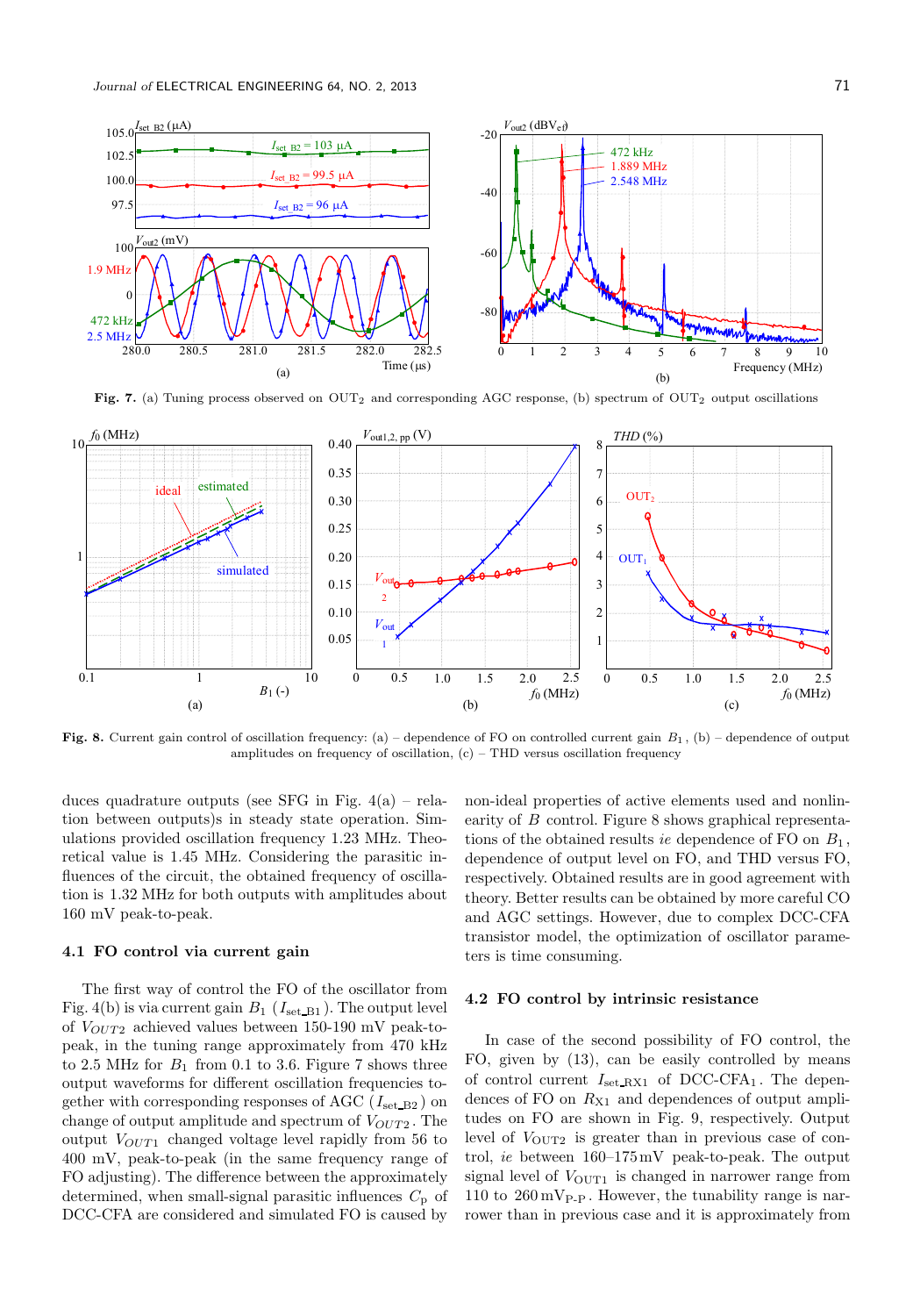**Fig. 7.** (a) Tuning process observed on $OUT_2$ and corresponding AGC response, (b) spectrum of $OUT_2$ output oscillations

**Fig. 8.** Current gain control of oscillation frequency: (a) – dependence of FO on controlled current gain $B_1$, (b) – dependence of output amplitudes on frequency of oscillation, (c) – THD versus oscillation frequency

duces quadrature outputs (see SFG in Fig. 4(a) – relation between outputs)s in steady state operation. Simulations provided oscillation frequency 1.23 MHz. Theoretical value is 1.45 MHz. Considering the parasitic influences of the circuit, the obtained frequency of oscillation is 1.32 MHz for both outputs with amplitudes about 160 mV peak-to-peak.

### 4.1 FO control via current gain

The first way of control the FO of the oscillator from Fig. 4(b) is via current gain $B_1$ ($I_{set\_B1}$). The output level of $V_{OUT2}$ achieved values between 150-190 mV peak-to-peak, in the tuning range approximately from 470 kHz to 2.5 MHz for $B_1$ from 0.1 to 3.6. Figure 7 shows three output waveforms for different oscillation frequencies together with corresponding responses of AGC ($I_{set\_B2}$) on change of output amplitude and spectrum of $V_{OUT2}$. The output $V_{OUT1}$ changed voltage level rapidly from 56 to 400 mV, peak-to-peak (in the same frequency range of FO adjusting). The difference between the approximately determined, when small-signal parasitic influences $C_p$ of DCC-CFA are considered and simulated FO is caused by non-ideal properties of active elements used and nonlinearity of $B$ control. Figure 8 shows graphical representations of the obtained results *ie* dependence of FO on $B_1$, dependence of output level on FO, and THD versus FO, respectively. Obtained results are in good agreement with theory. Better results can be obtained by more careful CO and AGC settings. However, due to complex DCC-CFA transistor model, the optimization of oscillator parameters is time consuming.

### 4.2 FO control by intrinsic resistance

In case of the second possibility of FO control, the FO, given by (13), can be easily controlled by means of control current $I_{set\_RX1}$ of DCC-CFA$_1$. The dependences of FO on $R_{X1}$ and dependences of output amplitudes on FO are shown in Fig. 9, respectively. Output level of $V_{OUT2}$ is greater than in previous case of control, *ie* between 160–175 mV peak-to-peak. The output signal level of $V_{OUT1}$ is changed in narrower range from 110 to 260 $mV_{P-P}$. However, the tunability range is narrower than in previous case and it is approximately from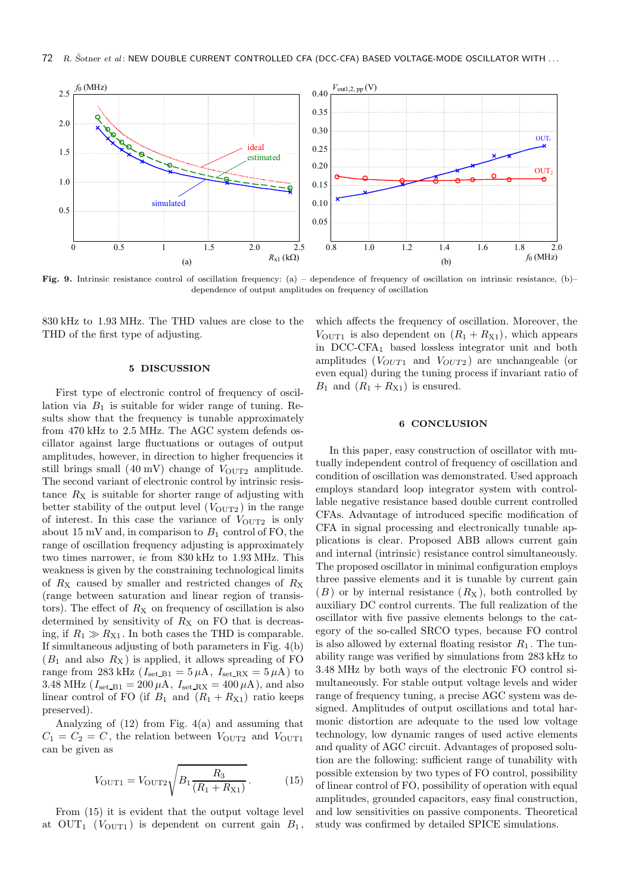**Fig. 9.** Intrinsic resistance control of oscillation frequency: (a) – dependence of frequency of oscillation on intrinsic resistance, (b)– dependence of output amplitudes on frequency of oscillation

830 kHz to 1.93 MHz. The THD values are close to the THD of the first type of adjusting.

## 5 DISCUSSION

First type of electronic control of frequency of oscillation via $B_1$ is suitable for wider range of tuning. Results show that the frequency is tunable approximately from 470 kHz to 2.5 MHz. The AGC system defends oscillator against large fluctuations or outages of output amplitudes, however, in direction to higher frequencies it still brings small (40 mV) change of $V_{\mathrm{OUT2}}$ amplitude. The second variant of electronic control by intrinsic resistance $R_{\mathrm{X}}$ is suitable for shorter range of adjusting with better stability of the output level ($V_{\mathrm{OUT2}}$) in the range of interest. In this case the variance of $V_{\mathrm{OUT2}}$ is only about 15 mV and, in comparison to $B_1$ control of FO, the range of oscillation frequency adjusting is approximately two times narrower, *ie* from 830 kHz to 1.93 MHz. This weakness is given by the constraining technological limits of $R_{\mathrm{X}}$ caused by smaller and restricted changes of $R_{\mathrm{X}}$ (range between saturation and linear region of transistors). The effect of $R_{\mathrm{X}}$ on frequency of oscillation is also determined by sensitivity of $R_{\mathrm{X}}$ on FO that is decreasing, if $R_1 \gg R_{\mathrm{X1}}$. In both cases the THD is comparable. If simultaneous adjusting of both parameters in Fig. 4(b) ($B_1$ and also $R_{\mathrm{X}}$) is applied, it allows spreading of FO range from 283 kHz ($I_{\mathrm{set\_B1}} = 5\,\mu\mathrm{A}$, $I_{\mathrm{set\_RX}} = 5\,\mu\mathrm{A}$) to 3.48 MHz ($I_{\mathrm{set\_B1}} = 200\,\mu\mathrm{A}$, $I_{\mathrm{set\_RX}} = 400\,\mu\mathrm{A}$), and also linear control of FO (if $B_1$ and $(R_1 + R_{\mathrm{X1}})$ ratio keeps preserved).

Analyzing of (12) from Fig. 4(a) and assuming that $C_1 = C_2 = C$, the relation between $V_{\mathrm{OUT2}}$ and $V_{\mathrm{OUT1}}$ can be given as

$$V_{\mathrm{OUT1}} = V_{\mathrm{OUT2}} \sqrt{B_1 \frac{R_3}{(R_1 + R_{\mathrm{X1}})}}. \tag{15}$$

From (15) it is evident that the output voltage level at $\mathrm{OUT}_1$ ($V_{\mathrm{OUT1}}$) is dependent on current gain $B_1$, which affects the frequency of oscillation. Moreover, the $V_{\mathrm{OUT1}}$ is also dependent on $(R_1 + R_{\mathrm{X1}})$, which appears in DCC-CFA$_1$ based lossless integrator unit and both amplitudes ($V_{OUT1}$ and $V_{OUT2}$) are unchangeable (or even equal) during the tuning process if invariant ratio of $B_1$ and $(R_1 + R_{\mathrm{X1}})$ is ensured.

## 6 CONCLUSION

In this paper, easy construction of oscillator with mutually independent control of frequency of oscillation and condition of oscillation was demonstrated. Used approach employs standard loop integrator system with controllable negative resistance based double current controlled CFAs. Advantage of introduced specific modification of CFA in signal processing and electronically tunable applications is clear. Proposed ABB allows current gain and internal (intrinsic) resistance control simultaneously. The proposed oscillator in minimal configuration employs three passive elements and it is tunable by current gain ($B$) or by internal resistance ($R_{\mathrm{X}}$), both controlled by auxiliary DC control currents. The full realization of the oscillator with five passive elements belongs to the category of the so-called SRCO types, because FO control is also allowed by external floating resistor $R_1$. The tunability range was verified by simulations from 283 kHz to 3.48 MHz by both ways of the electronic FO control simultaneously. For stable output voltage levels and wider range of frequency tuning, a precise AGC system was designed. Amplitudes of output oscillations and total harmonic distortion are adequate to the used low voltage technology, low dynamic ranges of used active elements and quality of AGC circuit. Advantages of proposed solution are the following: sufficient range of tunability with possible extension by two types of FO control, possibility of linear control of FO, possibility of operation with equal amplitudes, grounded capacitors, easy final construction, and low sensitivities on passive components. Theoretical study was confirmed by detailed SPICE simulations.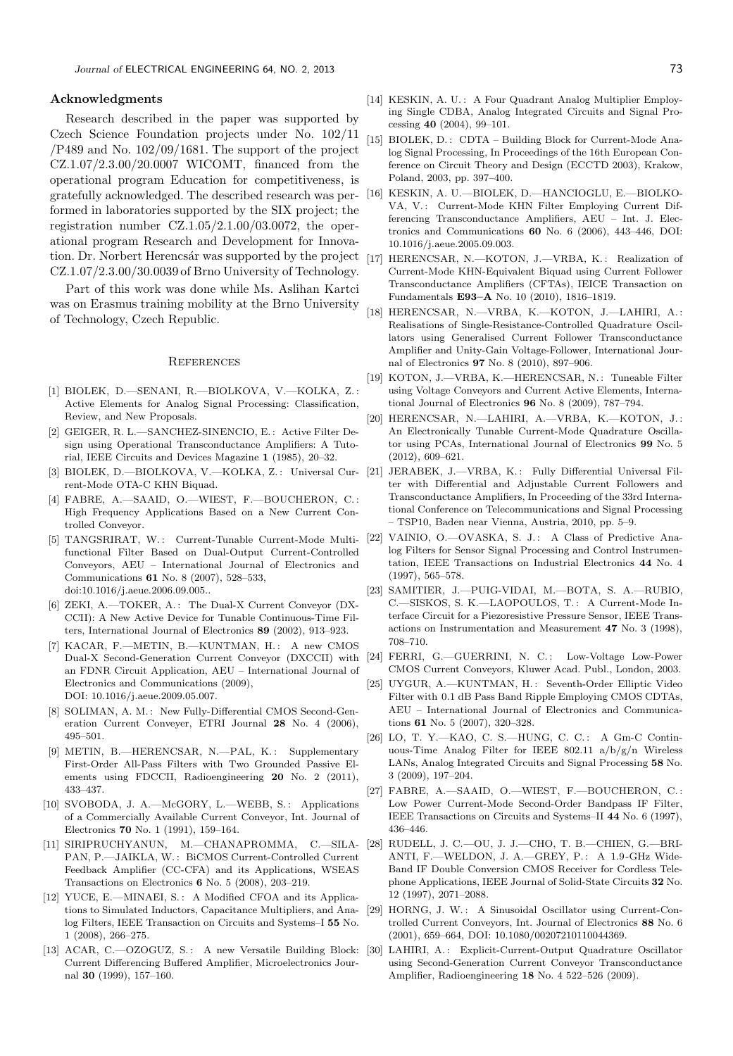## Acknowledgments

Research described in the paper was supported by Czech Science Foundation projects under No. 102/11 /P489 and No. 102/09/1681. The support of the project CZ.1.07/2.3.00/20.0007 WICOMT, financed from the operational program Education for competitiveness, is gratefully acknowledged. The described research was performed in laboratories supported by the SIX project; the registration number CZ.1.05/2.1.00/03.0072, the operational program Research and Development for Innovation. Dr. Norbert Herencsár was supported by the project CZ.1.07/2.3.00/30.0039 of Brno University of Technology.

Part of this work was done while Ms. Aslihan Kartci was on Erasmus training mobility at the Brno University of Technology, Czech Republic.

## References

[1] BIOLEK, D.—SENANI, R.—BIOLKOVA, V.—KOLKA, Z. : Active Elements for Analog Signal Processing: Classification, Review, and New Proposals.

[2] GEIGER, R. L.—SANCHEZ-SINENCIO, E. : Active Filter Design using Operational Transconductance Amplifiers: A Tutorial, IEEE Circuits and Devices Magazine **1** (1985), 20–32.

[3] BIOLEK, D.—BIOLKOVA, V.—KOLKA, Z. : Universal Current-Mode OTA-C KHN Biquad.

[4] FABRE, A.—SAAID, O.—WIEST, F.—BOUCHERON, C. : High Frequency Applications Based on a New Current Controlled Conveyor.

[5] TANGSRIRAT, W. : Current-Tunable Current-Mode Multifunctional Filter Based on Dual-Output Current-Controlled Conveyors, AEU – International Journal of Electronics and Communications **61** No. 8 (2007), 528–533, doi:10.1016/j.aeue.2006.09.005..

[6] ZEKI, A.—TOKER, A. : The Dual-X Current Conveyor (DXCCII): A New Active Device for Tunable Continuous-Time Filters, International Journal of Electronics **89** (2002), 913–923.

[7] KACAR, F.—METIN, B.—KUNTMAN, H. : A new CMOS Dual-X Second-Generation Current Conveyor (DXCCII) with an FDNR Circuit Application, AEU – International Journal of Electronics and Communications (2009), DOI: 10.1016/j.aeue.2009.05.007.

[8] SOLIMAN, A. M. : New Fully-Differential CMOS Second-Generation Current Conveyer, ETRI Journal **28** No. 4 (2006), 495–501.

[9] METIN, B.—HERENCSAR, N.—PAL, K. : Supplementary First-Order All-Pass Filters with Two Grounded Passive Elements using FDCCII, Radioengineering **20** No. 2 (2011), 433–437.

[10] SVOBODA, J. A.—McGORY, L.—WEBB, S. : Applications of a Commercially Available Current Conveyor, Int. Journal of Electronics **70** No. 1 (1991), 159–164.

[11] SIRIPRUCHYANUN, M.—CHANAPROMMA, C.—SILAPAN, P.—JAIKLA, W. : BiCMOS Current-Controlled Current Feedback Amplifier (CC-CFA) and its Applications, WSEAS Transactions on Electronics **6** No. 5 (2008), 203–219.

[12] YUCE, E.—MINAEI, S. : A Modified CFOA and its Applications to Simulated Inductors, Capacitance Multipliers, and Analog Filters, IEEE Transaction on Circuits and Systems–I **55** No. 1 (2008), 266–275.

[13] ACAR, C.—OZOGUZ, S. : A new Versatile Building Block: Current Differencing Buffered Amplifier, Microelectronics Journal **30** (1999), 157–160.

[14] KESKIN, A. U. : A Four Quadrant Analog Multiplier Employing Single CDBA, Analog Integrated Circuits and Signal Processing **40** (2004), 99–101.

[15] BIOLEK, D. : CDTA – Building Block for Current-Mode Analog Signal Processing, In Proceedings of the 16th European Conference on Circuit Theory and Design (ECCTD 2003), Krakow, Poland, 2003, pp. 397–400.

[16] KESKIN, A. U.—BIOLEK, D.—HANCIOGLU, E.—BIOLKOVA, V. : Current-Mode KHN Filter Employing Current Differencing Transconductance Amplifiers, AEU – Int. J. Electronics and Communications **60** No. 6 (2006), 443–446, DOI: 10.1016/j.aeue.2005.09.003.

[17] HERENCSAR, N.—KOTON, J.—VRBA, K. : Realization of Current-Mode KHN-Equivalent Biquad using Current Follower Transconductance Amplifiers (CFTAs), IEICE Transaction on Fundamentals **E93–A** No. 10 (2010), 1816–1819.

[18] HERENCSAR, N.—VRBA, K.—KOTON, J.—LAHIRI, A. : Realisations of Single-Resistance-Controlled Quadrature Oscillators using Generalised Current Follower Transconductance Amplifier and Unity-Gain Voltage-Follower, International Journal of Electronics **97** No. 8 (2010), 897–906.

[19] KOTON, J.—VRBA, K.—HERENCSAR, N. : Tuneable Filter using Voltage Conveyors and Current Active Elements, International Journal of Electronics **96** No. 8 (2009), 787–794.

[20] HERENCSAR, N.—LAHIRI, A.—VRBA, K.—KOTON, J. : An Electronically Tunable Current-Mode Quadrature Oscillator using PCAs, International Journal of Electronics **99** No. 5 (2012), 609–621.

[21] JERABEK, J.—VRBA, K. : Fully Differential Universal Filter with Differential and Adjustable Current Followers and Transconductance Amplifiers, In Proceeding of the 33rd International Conference on Telecommunications and Signal Processing – TSP10, Baden near Vienna, Austria, 2010, pp. 5–9.

[22] VAINIO, O.—OVASKA, S. J. : A Class of Predictive Analog Filters for Sensor Signal Processing and Control Instrumentation, IEEE Transactions on Industrial Electronics **44** No. 4 (1997), 565–578.

[23] SAMITIER, J.—PUIG-VIDAI, M.—BOTA, S. A.—RUBIO, C.—SISKOS, S. K.—LAOPOULOS, T. : A Current-Mode Interface Circuit for a Piezoresistive Pressure Sensor, IEEE Transactions on Instrumentation and Measurement **47** No. 3 (1998), 708–710.

[24] FERRI, G.—GUERRINI, N. C. : Low-Voltage Low-Power CMOS Current Conveyors, Kluwer Acad. Publ., London, 2003.

[25] UYGUR, A.—KUNTMAN, H. : Seventh-Order Elliptic Video Filter with 0.1 dB Pass Band Ripple Employing CMOS CDTAs, AEU – International Journal of Electronics and Communications **61** No. 5 (2007), 320–328.

[26] LO, T. Y.—KAO, C. S.—HUNG, C. C. : A Gm-C Continuous-Time Analog Filter for IEEE 802.11 a/b/g/n Wireless LANs, Analog Integrated Circuits and Signal Processing **58** No. 3 (2009), 197–204.

[27] FABRE, A.—SAAID, O.—WIEST, F.—BOUCHERON, C. : Low Power Current-Mode Second-Order Bandpass IF Filter, IEEE Transactions on Circuits and Systems–II **44** No. 6 (1997), 436–446.

[28] RUDELL, J. C.—OU, J. J.—CHO, T. B.—CHIEN, G.—BRIANTI, F.—WELDON, J. A.—GREY, P. : A 1.9-GHz Wide-Band IF Double Conversion CMOS Receiver for Cordless Telephone Applications, IEEE Journal of Solid-State Circuits **32** No. 12 (1997), 2071–2088.

[29] HORNG, J. W. : A Sinusoidal Oscillator using Current-Controlled Current Conveyors, Int. Journal of Electronics **88** No. 6 (2001), 659–664, DOI: 10.1080/00207210110044369.

[30] LAHIRI, A. : Explicit-Current-Output Quadrature Oscillator using Second-Generation Current Conveyor Transconductance Amplifier, Radioengineering **18** No. 4 522–526 (2009).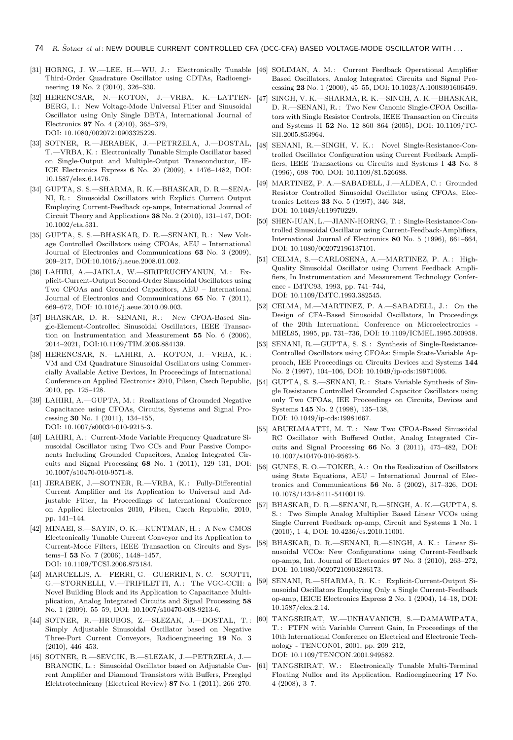[31] HORNG, J. W.—LEE, H.—WU, J. : Electronically Tunable Third-Order Quadrature Oscillator using CDTAs, Radioengineering **19** No. 2 (2010), 326–330.

[32] HERENCSAR, N.—KOTON, J.—VRBA, K.—LATTENBERG, I. : New Voltage-Mode Universal Filter and Sinusoidal Oscillator using Only Single DBTA, International Journal of Electronics **97** No. 4 (2010), 365–379, DOI: 10.1080/00207210903325229.

[33] SOTNER, R.—JERABEK, J.—PETRZELA, J.—DOSTAL, T.—VRBA, K. : Electronically Tunable Simple Oscillator based on Single-Output and Multiple-Output Transconductor, IEICE Electronics Express **6** No. 20 (2009), s 1476–1482, DOI: 10.1587/elex.6.1476.

[34] GUPTA, S. S.—SHARMA, R. K.—BHASKAR, D. R.—SENANI, R. : Sinusoidal Oscillators with Explicit Current Output Employing Current-Feedback op-amps, International Journal of Circuit Theory and Applications **38** No. 2 (2010), 131–147, DOI: 10.1002/cta.531.

[35] GUPTA, S. S.—BHASKAR, D. R.—SENANI, R. : New Voltage Controlled Oscillators using CFOAs, AEU – International Journal of Electronics and Communications **63** No. 3 (2009), 209–217, DOI:10.1016/j.aeue.2008.01.002.

[36] LAHIRI, A.—JAIKLA, W.—SIRIPRUCHYANUN, M. : Explicit-Current-Output Second-Order Sinusoidal Oscillators using Two CFOAs and Grounded Capacitors, AEU – International Journal of Electronics and Communications **65** No. 7 (2011), 669–672, DOI: 10.1016/j.aeue.2010.09.003.

[37] BHASKAR, D. R.—SENANI, R. : New CFOA-Based Single-Element-Controlled Sinusoidal Oscillators, IEEE Transaction on Instrumentation and Measurement **55** No. 6 (2006), 2014–2021, DOI:10.1109/TIM.2006.884139.

[38] HERENCSAR, N.—LAHIRI, A.—KOTON, J.—VRBA, K. : VM and CM Quadrature Sinusoidal Oscillators using Commercially Available Active Devices, In Proceedings of International Conference on Applied Electronics 2010, Pilsen, Czech Republic, 2010, pp. 125–128.

[39] LAHIRI, A.—GUPTA, M. : Realizations of Grounded Negative Capacitance using CFOAs, Circuits, Systems and Signal Processing **30** No. 1 (2011), 134–155, DOI: 10.1007/s00034-010-9215-3.

[40] LAHIRI, A. : Current-Mode Variable Frequency Quadrature Sinusoidal Oscillator using Two CCs and Four Passive Components Including Grounded Capacitors, Analog Integrated Circuits and Signal Processing **68** No. 1 (2011), 129–131, DOI: 10.1007/s10470-010-9571-8.

[41] JERABEK, J.—SOTNER, R.—VRBA, K. : Fully-Differential Current Amplifier and its Application to Universal and Adjustable Filter, In Proceedings of International Conference on Applied Electronics 2010, Pilsen, Czech Republic, 2010, pp. 141–144.

[42] MINAEI, S.—SAYIN, O. K.—KUNTMAN, H. : A New CMOS Electronically Tunable Current Conveyor and its Application to Current-Mode Filters, IEEE Transaction on Circuits and Systems–I **53** No. 7 (2006), 1448–1457, DOI: 10.1109/TCSI.2006.875184.

[43] MARCELLIS, A.—FERRI, G.—GUERRINI, N. C.—SCOTTI, G.—STORNELLI, V.—TRIFILETTI, A. : The VGC-CCII: a Novel Building Block and its Application to Capacitance Multiplication, Analog Integrated Circuits and Signal Processing **58** No. 1 (2009), 55–59, DOI: 10.1007/s10470-008-9213-6.

[44] SOTNER, R.—HRUBOS, Z.—SLEZAK, J.—DOSTAL, T. : Simply Adjustable Sinusoidal Oscillator based on Negative Three-Port Current Conveyors, Radioengineering **19** No. 3 (2010), 446–453.

[45] SOTNER, R.—SEVCIK, B.—SLEZAK, J.—PETRZELA, J.—BRANCIK, L. : Sinusoidal Oscillator based on Adjustable Current Amplifier and Diamond Transistors with Buffers, Przegląd Elektrotechniczny (Electrical Review) **87** No. 1 (2011), 266–270.

[46] SOLIMAN, A. M. : Current Feedback Operational Amplifier Based Oscillators, Analog Integrated Circuits and Signal Processing **23** No. 1 (2000), 45–55, DOI: 10.1023/A:1008391606459.

[47] SINGH, V. K.—SHARMA, R. K.—SINGH, A. K.—BHASKAR, D. R.—SENANI, R. : Two New Canonic Single-CFOA Oscillators with Single Resistor Controls, IEEE Transaction on Circuits and Systems–II **52** No. 12 860–864 (2005), DOI: 10.1109/TCSII.2005.853964.

[48] SENANI, R.—SINGH, V. K. : Novel Single-Resistance-Controlled Oscillator Configuration using Current Feedback Amplifiers, IEEE Transactions on Circuits and Systems–I **43** No. 8 (1996), 698–700, DOI: 10.1109/81.526688.

[49] MARTINEZ, P. A.—SABADELL, J.—ALDEA, C. : Grounded Resistor Controlled Sinusoidal Oscillator using CFOAs, Electronics Letters **33** No. 5 (1997), 346–348, DOI: 10.1049/el:19970229.

[50] SHEN-IUAN, L.—JIANN-HORNG, T. : Single-Resistance-Controlled Sinusoidal Oscillator using Current-Feedback-Amplifiers, International Journal of Electronics **80** No. 5 (1996), 661–664, DOI: 10.1080/002072196137101.

[51] CELMA, S.—CARLOSENA, A.—MARTINEZ, P. A. : High-Quality Sinusoidal Oscillator using Current Feedback Amplifiers, In Instrumentation and Measurement Technology Conference - IMTC93, 1993, pp. 741–744, DOI: 10.1109/IMTC.1993.382545.

[52] CELMA, M.—MARTINEZ, P. A.—SABADELL, J. : On the Design of CFA-Based Sinusoidal Oscillators, In Proceedings of the 20th International Conference on Microelectronics - MIEL95, 1995, pp. 731–736, DOI: 10.1109/ICMEL.1995.500958.

[53] SENANI, R.—GUPTA, S. S. : Synthesis of Single-Resistance-Controlled Oscillators using CFOAs: Simple State-Variable Approach, IEE Proceedings on Circuits Devices and Systems **144** No. 2 (1997), 104–106, DOI: 10.1049/ip-cds:19971006.

[54] GUPTA, S. S.—SENANI, R. : State Variable Synthesis of Single Resistance Controlled Grounded Capacitor Oscillators using only Two CFOAs, IEE Proceedings on Circuits, Devices and Systems **145** No. 2 (1998), 135–138, DOI: 10.1049/ip-cds:19981667.

[55] ABUELMAATTI, M. T. : New Two CFOA-Based Sinusoidal RC Oscillator with Buffered Outlet, Analog Integrated Circuits and Signal Processing **66** No. 3 (2011), 475–482, DOI: 10.1007/s10470-010-9582-5.

[56] GUNES, E. O.—TOKER, A. : On the Realization of Oscillators using State Equations, AEU – International Journal of Electronics and Communications **56** No. 5 (2002), 317–326, DOI: 10.1078/1434-8411-54100119.

[57] BHASKAR, D. R.—SENANI, R.—SINGH, A. K.—GUPTA, S. S. : Two Simple Analog Multiplier Based Linear VCOs using Single Current Feedback op-amp, Circuit and Systems **1** No. 1 (2010), 1–4, DOI: 10.4236/cs.2010.11001.

[58] BHASKAR, D. R.—SENANI, R.—SINGH, A. K. : Linear Sinusoidal VCOs: New Configurations using Current-Feedback op-amps, Int. Journal of Electronics **97** No. 3 (2010), 263–272, DOI: 10.1080/00207210903286173.

[59] SENANI, R.—SHARMA, R. K. : Explicit-Current-Output Sinusoidal Oscillators Employing Only a Single Current-Feedback op-amp, IEICE Electronics Express **2** No. 1 (2004), 14–18, DOI: 10.1587/elex.2.14.

[60] TANGSRIRAT, W.—UNHAVANICH, S.—DAMAWIPATA, T. : FTFN with Variable Current Gain, In Proceedings of the 10th International Conference on Electrical and Electronic Technology - TENCON01, 2001, pp. 209–212, DOI: 10.1109/TENCON.2001.949582.

[61] TANGSRIRAT, W. : Electronically Tunable Multi-Terminal Floating Nullor and its Application, Radioengineering **17** No. 4 (2008), 3–7.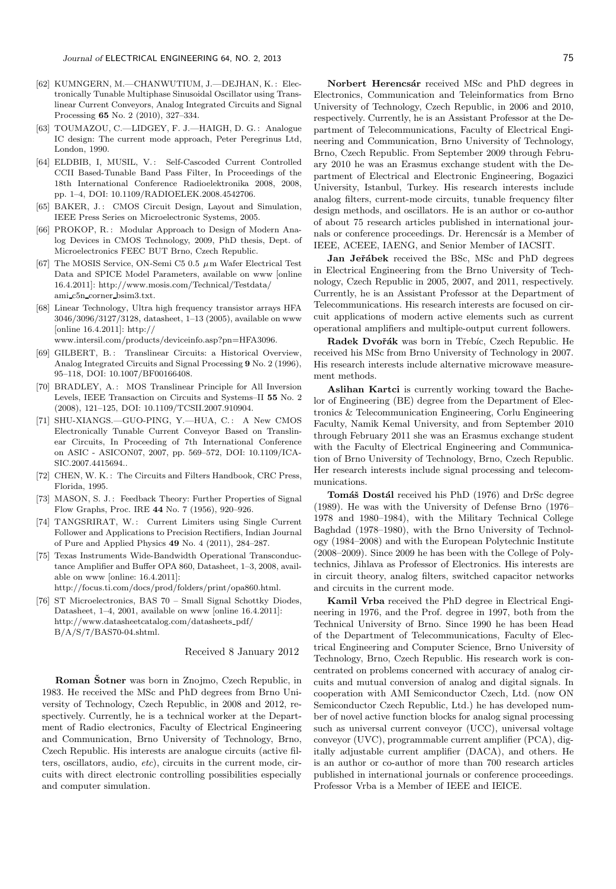[62] KUMNGERN, M.—CHANWUTIUM, J.—DEJHAN, K.: Electronically Tunable Multiphase Sinusoidal Oscillator using Translinear Current Conveyors, Analog Integrated Circuits and Signal Processing **65** No. 2 (2010), 327–334.

[63] TOUMAZOU, C.—LIDGEY, F. J.—HAIGH, D. G.: Analogue IC design: The current mode approach, Peter Peregrinus Ltd, London, 1990.

[64] ELDBIB, I, MUSIL, V.: Self-Cascoded Current Controlled CCII Based-Tunable Band Pass Filter, In Proceedings of the 18th International Conference Radioelektronika 2008, 2008, pp. 1–4, DOI: 10.1109/RADIOELEK.2008.4542706.

[65] BAKER, J.: CMOS Circuit Design, Layout and Simulation, IEEE Press Series on Microelectronic Systems, 2005.

[66] PROKOP, R.: Modular Approach to Design of Modern Analog Devices in CMOS Technology, 2009, PhD thesis, Dept. of Microelectronics FEEC BUT Brno, Czech Republic.

[67] The MOSIS Service, ON-Semi C5 0.5 $\mu$m Wafer Electrical Test Data and SPICE Model Parameters, available on www [online 16.4.2011]: http://www.mosis.com/Technical/Testdata/ami_c5n_corner_bsim3.txt.

[68] Linear Technology, Ultra high frequency transistor arrays HFA 3046/3096/3127/3128, datasheet, 1–13 (2005), available on www [online 16.4.2011]: http://www.intersil.com/products/deviceinfo.asp?pn=HFA3096.

[69] GILBERT, B.: Translinear Circuits: a Historical Overview, Analog Integrated Circuits and Signal Processing **9** No. 2 (1996), 95–118, DOI: 10.1007/BF00166408.

[70] BRADLEY, A.: MOS Translinear Principle for All Inversion Levels, IEEE Transaction on Circuits and Systems–II **55** No. 2 (2008), 121–125, DOI: 10.1109/TCSII.2007.910904.

[71] SHU-XIANGS.—GUO-PING, Y.—HUA, C.: A New CMOS Electronically Tunable Current Conveyor Based on Translinear Circuits, In Proceeding of 7th International Conference on ASIC - ASICON07, 2007, pp. 569–572, DOI: 10.1109/ICASIC.2007.4415694..

[72] CHEN, W. K.: The Circuits and Filters Handbook, CRC Press, Florida, 1995.

[73] MASON, S. J.: Feedback Theory: Further Properties of Signal Flow Graphs, Proc. IRE **44** No. 7 (1956), 920–926.

[74] TANGSRIRAT, W.: Current Limiters using Single Current Follower and Applications to Precision Rectifiers, Indian Journal of Pure and Applied Physics **49** No. 4 (2011), 284–287.

[75] Texas Instruments Wide-Bandwidth Operational Transconductance Amplifier and Buffer OPA 860, Datasheet, 1–3, 2008, available on www [online: 16.4.2011]: http://focus.ti.com/docs/prod/folders/print/opa860.html.

[76] ST Microelectronics, BAS 70 – Small Signal Schottky Diodes, Datasheet, 1–4, 2001, available on www [online 16.4.2011]: http://www.datasheetcatalog.com/datasheets_pdf/B/A/S/7/BAS70-04.shtml.

Received 8 January 2012

**Roman Šotner** was born in Znojmo, Czech Republic, in 1983. He received the MSc and PhD degrees from Brno University of Technology, Czech Republic, in 2008 and 2012, respectively. Currently, he is a technical worker at the Department of Radio electronics, Faculty of Electrical Engineering and Communication, Brno University of Technology, Brno, Czech Republic. His interests are analogue circuits (active filters, oscillators, audio, *etc*), circuits in the current mode, circuits with direct electronic controlling possibilities especially and computer simulation.

**Norbert Herencsár** received MSc and PhD degrees in Electronics, Communication and Teleinformatics from Brno University of Technology, Czech Republic, in 2006 and 2010, respectively. Currently, he is an Assistant Professor at the Department of Telecommunications, Faculty of Electrical Engineering and Communication, Brno University of Technology, Brno, Czech Republic. From September 2009 through February 2010 he was an Erasmus exchange student with the Department of Electrical and Electronic Engineering, Bogazici University, Istanbul, Turkey. His research interests include analog filters, current-mode circuits, tunable frequency filter design methods, and oscillators. He is an author or co-author of about 75 research articles published in international journals or conference proceedings. Dr. Herencsár is a Member of IEEE, ACEEE, IAENG, and Senior Member of IACSIT.

**Jan Jeřábek** received the BSc, MSc and PhD degrees in Electrical Engineering from the Brno University of Technology, Czech Republic in 2005, 2007, and 2011, respectively. Currently, he is an Assistant Professor at the Department of Telecommunications. His research interests are focused on circuit applications of modern active elements such as current operational amplifiers and multiple-output current followers.

**Radek Dvořák** was born in Třebíc, Czech Republic. He received his MSc from Brno University of Technology in 2007. His research interests include alternative microwave measurement methods.

**Aslihan Kartci** is currently working toward the Bachelor of Engineering (BE) degree from the Department of Electronics & Telecommunication Engineering, Corlu Engineering Faculty, Namik Kemal University, and from September 2010 through February 2011 she was an Erasmus exchange student with the Faculty of Electrical Engineering and Communication of Brno University of Technology, Brno, Czech Republic. Her research interests include signal processing and telecommunications.

**Tomáš Dostál** received his PhD (1976) and DrSc degree (1989). He was with the University of Defense Brno (1976–1978 and 1980–1984), with the Military Technical College Baghdad (1978–1980), with the Brno University of Technology (1984–2008) and with the European Polytechnic Institute (2008–2009). Since 2009 he has been with the College of Polytechnics, Jihlava as Professor of Electronics. His interests are in circuit theory, analog filters, switched capacitor networks and circuits in the current mode.

**Kamil Vrba** received the PhD degree in Electrical Engineering in 1976, and the Prof. degree in 1997, both from the Technical University of Brno. Since 1990 he has been Head of the Department of Telecommunications, Faculty of Electrical Engineering and Computer Science, Brno University of Technology, Brno, Czech Republic. His research work is concentrated on problems concerned with accuracy of analog circuits and mutual conversion of analog and digital signals. In cooperation with AMI Semiconductor Czech, Ltd. (now ON Semiconductor Czech Republic, Ltd.) he has developed number of novel active function blocks for analog signal processing such as universal current conveyor (UCC), universal voltage conveyor (UVC), programmable current amplifier (PCA), digitally adjustable current amplifier (DACA), and others. He is an author or co-author of more than 700 research articles published in international journals or conference proceedings. Professor Vrba is a Member of IEEE and IEICE.